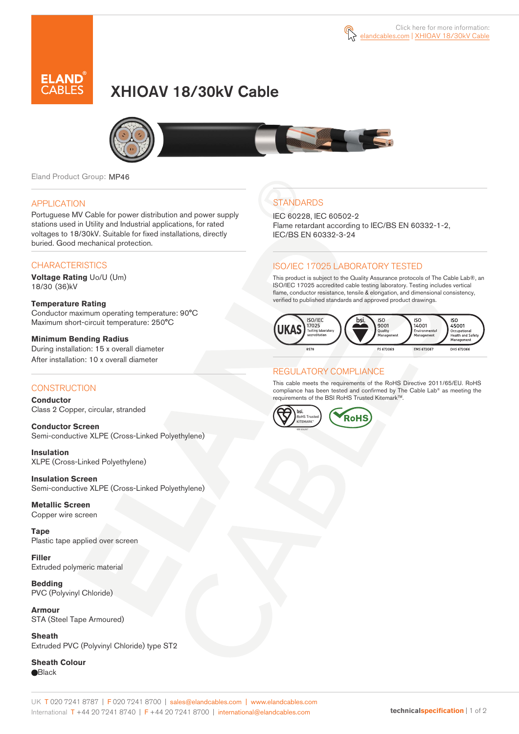Click here for more information: elandcables.com | XHIOAV 18/30kV Cable

# XHIOAV 18/30kV Cable

Eland Product Group: MP46

## APPLICATION

Portuguese MV Cable for power distribution and power supply stations used in Utility and Industrial applications, for rated voltages to 18/30kV. Suitable for fixed installations, directly buried. Good mechanical protection.

## CHARACTERISTICS

**Voltage Rating** Uo/U (Um)
18/30 (36)kV

**Temperature Rating**
Conductor maximum operating temperature: 90°C
Maximum short-circuit temperature: 250°C

**Minimum Bending Radius**
During installation: 15 x overall diameter
After installation: 10 x overall diameter

## CONSTRUCTION

**Conductor**
Class 2 Copper, circular, stranded

**Conductor Screen**
Semi-conductive XLPE (Cross-Linked Polyethylene)

**Insulation**
XLPE (Cross-Linked Polyethylene)

**Insulation Screen**
Semi-conductive XLPE (Cross-Linked Polyethylene)

**Metallic Screen**
Copper wire screen

**Tape**
Plastic tape applied over screen

**Filler**
Extruded polymeric material

**Bedding**
PVC (Polyvinyl Chloride)

**Armour**
STA (Steel Tape Armoured)

**Sheath**
Extruded PVC (Polyvinyl Chloride) type ST2

**Sheath Colour**
●Black

## STANDARDS

IEC 60228, IEC 60502-2
Flame retardant according to IEC/BS EN 60332-1-2, IEC/BS EN 60332-3-24

## ISO/IEC 17025 LABORATORY TESTED

This product is subject to the Quality Assurance protocols of The Cable Lab®, an ISO/IEC 17025 accredited cable testing laboratory. Testing includes vertical flame, conductor resistance, tensile & elongation, and dimensional consistency, verified to published standards and approved product drawings.

UKAS ISO/IEC 17025 Testing laboratory accreditation 8578 | bsi. ISO 9001 Quality Management FS 672069 | ISO 14001 Environmental Management EMS 672067 | ISO 45001 Occupational Health and Safety Management OHS 672066

## REGULATORY COMPLIANCE

This cable meets the requirements of the RoHS Directive 2011/65/EU. RoHS compliance has been tested and confirmed by The Cable Lab® as meeting the requirements of the BSI RoHS Trusted Kitemark™.

bsi. RoHS Trusted KITEMARK™ | RoHS

UK T 020 7241 8787 | F 020 7241 8700 | sales@elandcables.com | www.elandcables.com
International T +44 20 7241 8740 | F +44 20 7241 8700 | international@elandcables.com

technicalspecification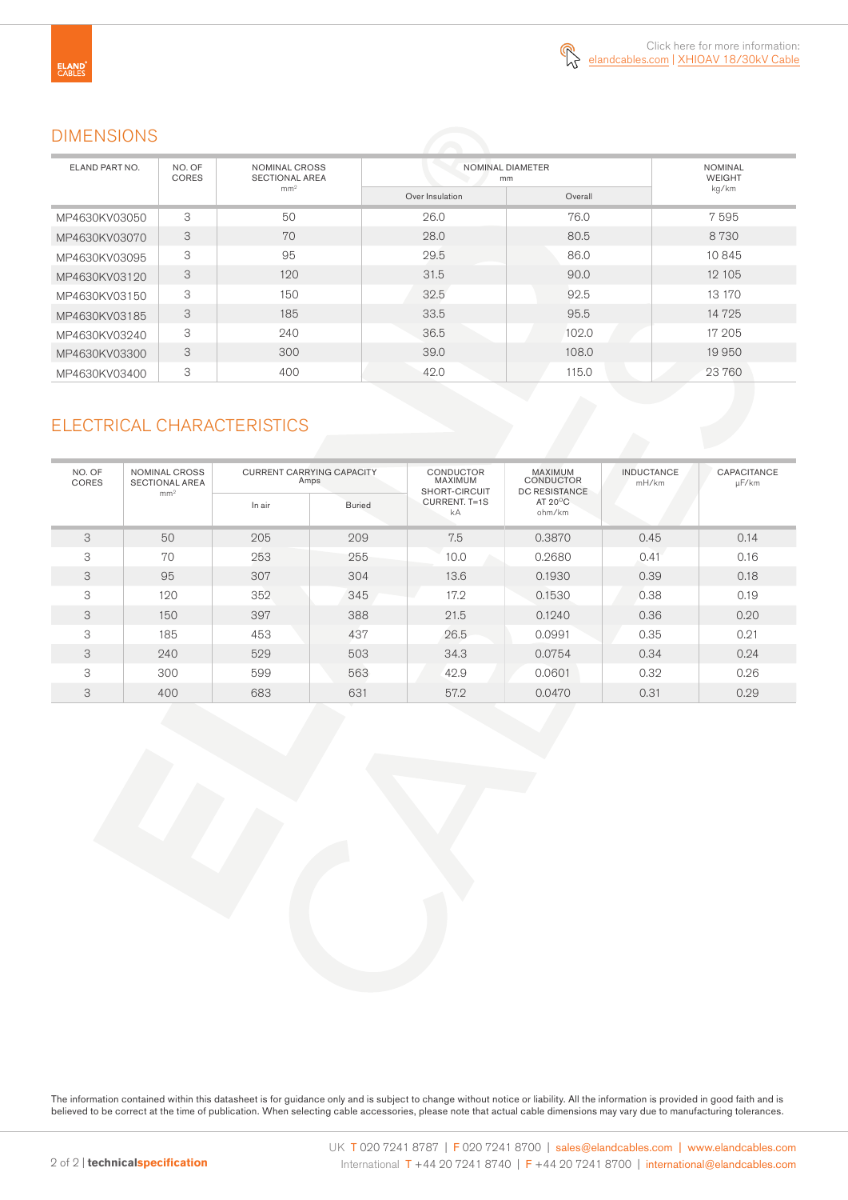Click here for more information: elandcables.com | XHIOAV 18/30kV Cable

## DIMENSIONS

| ELAND PART NO. | NO. OF CORES | NOMINAL CROSS SECTIONAL AREA mm² | NOMINAL DIAMETER mm | | NOMINAL WEIGHT kg/km |
|---|---|---|---|---|---|
| | | | Over Insulation | Overall | |
| MP4630KV03050 | 3 | 50 | 26.0 | 76.0 | 7 595 |
| MP4630KV03070 | 3 | 70 | 28.0 | 80.5 | 8 730 |
| MP4630KV03095 | 3 | 95 | 29.5 | 86.0 | 10 845 |
| MP4630KV03120 | 3 | 120 | 31.5 | 90.0 | 12 105 |
| MP4630KV03150 | 3 | 150 | 32.5 | 92.5 | 13 170 |
| MP4630KV03185 | 3 | 185 | 33.5 | 95.5 | 14 725 |
| MP4630KV03240 | 3 | 240 | 36.5 | 102.0 | 17 205 |
| MP4630KV03300 | 3 | 300 | 39.0 | 108.0 | 19 950 |
| MP4630KV03400 | 3 | 400 | 42.0 | 115.0 | 23 760 |

## ELECTRICAL CHARACTERISTICS

| NO. OF CORES | NOMINAL CROSS SECTIONAL AREA mm² | CURRENT CARRYING CAPACITY Amps | | CONDUCTOR MAXIMUM SHORT-CIRCUIT CURRENT. T=1S kA | MAXIMUM CONDUCTOR DC RESISTANCE AT 20°C ohm/km | INDUCTANCE mH/km | CAPACITANCE µF/km |
|---|---|---|---|---|---|---|---|
| | | In air | Buried | | | | |
| 3 | 50 | 205 | 209 | 7.5 | 0.3870 | 0.45 | 0.14 |
| 3 | 70 | 253 | 255 | 10.0 | 0.2680 | 0.41 | 0.16 |
| 3 | 95 | 307 | 304 | 13.6 | 0.1930 | 0.39 | 0.18 |
| 3 | 120 | 352 | 345 | 17.2 | 0.1530 | 0.38 | 0.19 |
| 3 | 150 | 397 | 388 | 21.5 | 0.1240 | 0.36 | 0.20 |
| 3 | 185 | 453 | 437 | 26.5 | 0.0991 | 0.35 | 0.21 |
| 3 | 240 | 529 | 503 | 34.3 | 0.0754 | 0.34 | 0.24 |
| 3 | 300 | 599 | 563 | 42.9 | 0.0601 | 0.32 | 0.26 |
| 3 | 400 | 683 | 631 | 57.2 | 0.0470 | 0.31 | 0.29 |

The information contained within this datasheet is for guidance only and is subject to change without notice or liability. All the information is provided in good faith and is believed to be correct at the time of publication. When selecting cable accessories, please note that actual cable dimensions may vary due to manufacturing tolerances.

UK T 020 7241 8787 | F 020 7241 8700 | sales@elandcables.com | www.elandcables.com
International T +44 20 7241 8740 | F +44 20 7241 8700 | international@elandcables.com